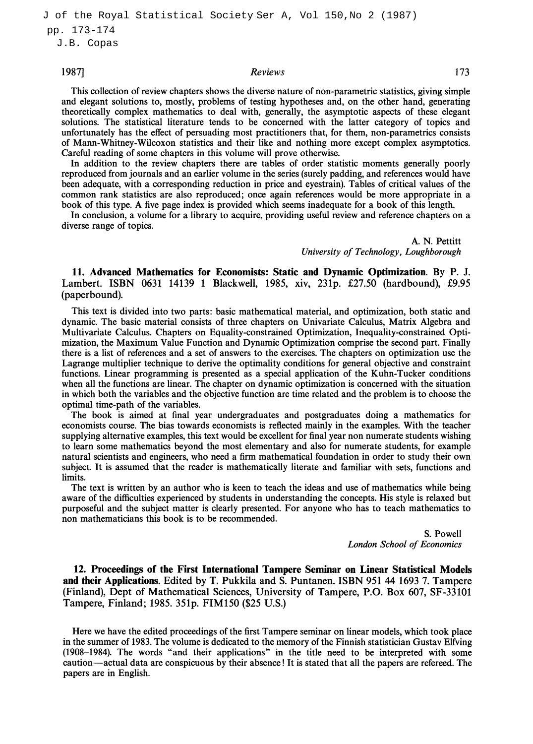This collection of review chapters shows the diverse nature of non-parametric statistics, giving simple and elegant solutions to, mostly, problems of testing hypotheses and, on the other hand, generating theoretically complex mathematics to deal with, generally, the asymptotic aspects of these elegant solutions. The statistical literature tends to be concerned with the latter category of topics and unfortunately has the effect of persuading most practitioners that, for them, non-parametrics consists of Mann-Whitney-Wilcoxon statistics and their like and nothing more except complex asymptotics. Careful reading of some chapters in this volume will prove otherwise.

In addition to the review chapters there are tables of order statistic moments generally poorly reproduced from journals and an earlier volume in the series (surely padding, and references would have been adequate, with a corresponding reduction in price and eyestrain). Tables of critical values of the common rank statistics are also reproduced; once again references would be more appropriate in a book of this type. A five page index is provided which seems inadequate for a book of this length.

In conclusion, a volume for a library to acquire, providing useful review and reference chapters on a diverse range of topics.

A. N. Pettitt
*University of Technology, Loughborough*

**11. Advanced Mathematics for Economists: Static and Dynamic Optimization**. By P. J. Lambert. ISBN 0631 14139 1 Blackwell, 1985, xiv, 231p. £27.50 (hardbound), £9.95 (paperbound).

This text is divided into two parts: basic mathematical material, and optimization, both static and dynamic. The basic material consists of three chapters on Univariate Calculus, Matrix Algebra and Multivariate Calculus. Chapters on Equality-constrained Optimization, Inequality-constrained Optimization, the Maximum Value Function and Dynamic Optimization comprise the second part. Finally there is a list of references and a set of answers to the exercises. The chapters on optimization use the Lagrange multiplier technique to derive the optimality conditions for general objective and constraint functions. Linear programming is presented as a special application of the Kuhn-Tucker conditions when all the functions are linear. The chapter on dynamic optimization is concerned with the situation in which both the variables and the objective function are time related and the problem is to choose the optimal time-path of the variables.

The book is aimed at final year undergraduates and postgraduates doing a mathematics for economists course. The bias towards economists is reflected mainly in the examples. With the teacher supplying alternative examples, this text would be excellent for final year non numerate students wishing to learn some mathematics beyond the most elementary and also for numerate students, for example natural scientists and engineers, who need a firm mathematical foundation in order to study their own subject. It is assumed that the reader is mathematically literate and familiar with sets, functions and limits.

The text is written by an author who is keen to teach the ideas and use of mathematics while being aware of the difficulties experienced by students in understanding the concepts. His style is relaxed but purposeful and the subject matter is clearly presented. For anyone who has to teach mathematics to non mathematicians this book is to be recommended.

S. Powell
*London School of Economics*

**12. Proceedings of the First International Tampere Seminar on Linear Statistical Models and their Applications**. Edited by T. Pukkila and S. Puntanen. ISBN 951 44 1693 7. Tampere (Finland), Dept of Mathematical Sciences, University of Tampere, P.O. Box 607, SF-33101 Tampere, Finland; 1985. 351p. FIM150 ($25 U.S.)

Here we have the edited proceedings of the first Tampere seminar on linear models, which took place in the summer of 1983. The volume is dedicated to the memory of the Finnish statistician Gustav Elfving (1908–1984). The words "and their applications" in the title need to be interpreted with some caution—actual data are conspicuous by their absence! It is stated that all the papers are refereed. The papers are in English.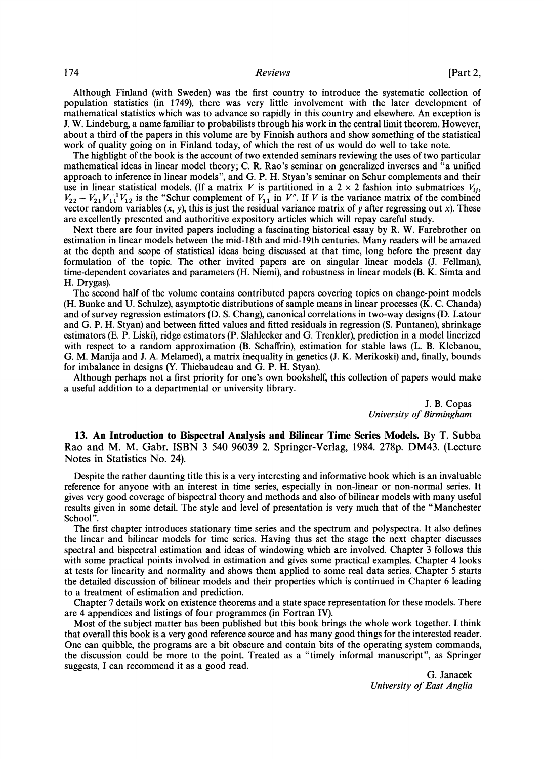Although Finland (with Sweden) was the first country to introduce the systematic collection of population statistics (in 1749), there was very little involvement with the later development of mathematical statistics which was to advance so rapidly in this country and elsewhere. An exception is J. W. Lindeburg, a name familiar to probabilists through his work in the central limit theorem. However, about a third of the papers in this volume are by Finnish authors and show something of the statistical work of quality going on in Finland today, of which the rest of us would do well to take note.

The highlight of the book is the account of two extended seminars reviewing the uses of two particular mathematical ideas in linear model theory; C. R. Rao's seminar on generalized inverses and "a unified approach to inference in linear models", and G. P. H. Styan's seminar on Schur complements and their use in linear statistical models. (If a matrix $V$ is partitioned in a $2 \times 2$ fashion into submatrices $V_{ij}$, $V_{22} - V_{21}V_{11}^{-1}V_{12}$ is the "Schur complement of $V_{11}$ in $V$". If $V$ is the variance matrix of the combined vector random variables $(x, y)$, this is just the residual variance matrix of $y$ after regressing out $x$). These are excellently presented and authoritive expository articles which will repay careful study.

Next there are four invited papers including a fascinating historical essay by R. W. Farebrother on estimation in linear models between the mid-18th and mid-19th centuries. Many readers will be amazed at the depth and scope of statistical ideas being discussed at that time, long before the present day formulation of the topic. The other invited papers are on singular linear models (J. Fellman), time-dependent covariates and parameters (H. Niemi), and robustness in linear models (B. K. Simta and H. Drygas).

The second half of the volume contains contributed papers covering topics on change-point models (H. Bunke and U. Schulze), asymptotic distributions of sample means in linear processes (K. C. Chanda) and of survey regression estimators (D. S. Chang), canonical correlations in two-way designs (D. Latour and G. P. H. Styan) and between fitted values and fitted residuals in regression (S. Puntanen), shrinkage estimators (E. P. Liski), ridge estimators (P. Slahlecker and G. Trenkler), prediction in a model linerized with respect to a random approximation (B. Schaffrin), estimation for stable laws (L. B. Klebanou, G. M. Manija and J. A. Melamed), a matrix inequality in genetics (J. K. Merikoski) and, finally, bounds for imbalance in designs (Y. Thiebaudeau and G. P. H. Styan).

Although perhaps not a first priority for one's own bookshelf, this collection of papers would make a useful addition to a departmental or university library.

J. B. Copas
*University of Birmingham*

**13. An Introduction to Bispectral Analysis and Bilinear Time Series Models.** By T. Subba Rao and M. M. Gabr. ISBN 3 540 96039 2. Springer-Verlag, 1984. 278p. DM43. (Lecture Notes in Statistics No. 24).

Despite the rather daunting title this is a very interesting and informative book which is an invaluable reference for anyone with an interest in time series, especially in non-linear or non-normal series. It gives very good coverage of bispectral theory and methods and also of bilinear models with many useful results given in some detail. The style and level of presentation is very much that of the "Manchester School".

The first chapter introduces stationary time series and the spectrum and polyspectra. It also defines the linear and bilinear models for time series. Having thus set the stage the next chapter discusses spectral and bispectral estimation and ideas of windowing which are involved. Chapter 3 follows this with some practical points involved in estimation and gives some practical examples. Chapter 4 looks at tests for linearity and normality and shows them applied to some real data series. Chapter 5 starts the detailed discussion of bilinear models and their properties which is continued in Chapter 6 leading to a treatment of estimation and prediction.

Chapter 7 details work on existence theorems and a state space representation for these models. There are 4 appendices and listings of four programmes (in Fortran IV).

Most of the subject matter has been published but this book brings the whole work together. I think that overall this book is a very good reference source and has many good things for the interested reader. One can quibble, the programs are a bit obscure and contain bits of the operating system commands, the discussion could be more to the point. Treated as a "timely informal manuscript", as Springer suggests, I can recommend it as a good read.

G. Janacek
*University of East Anglia*